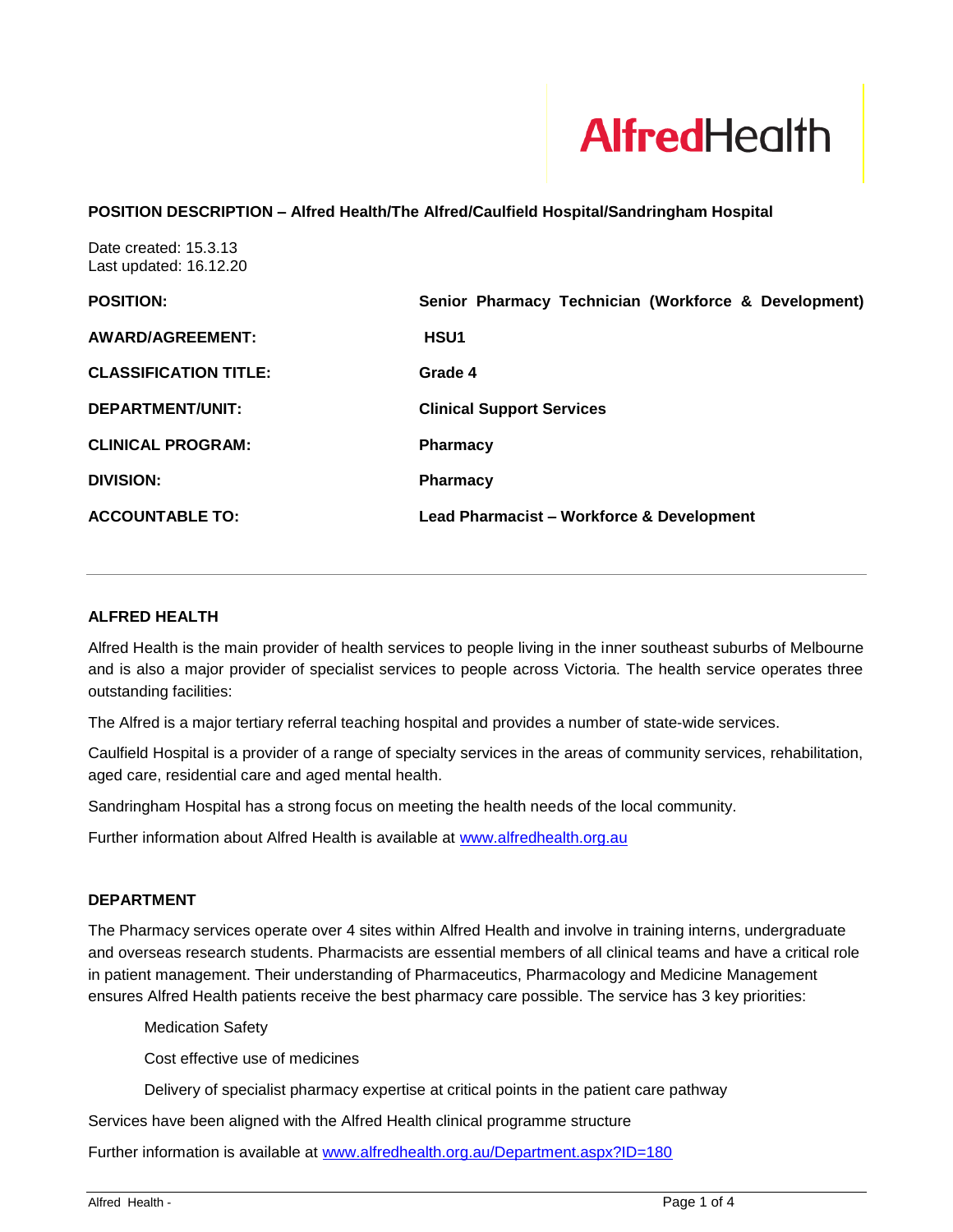**AlfredHealth**

**POSITION DESCRIPTION – Alfred Health/The Alfred/Caulfield Hospital/Sandringham Hospital**

Date created: 15.3.13
Last updated: 16.12.20

| | |
|---|---|
| **POSITION:** | **Senior Pharmacy Technician (Workforce & Development)** |
| **AWARD/AGREEMENT:** | **HSU1** |
| **CLASSIFICATION TITLE:** | **Grade 4** |
| **DEPARTMENT/UNIT:** | **Clinical Support Services** |
| **CLINICAL PROGRAM:** | **Pharmacy** |
| **DIVISION:** | **Pharmacy** |
| **ACCOUNTABLE TO:** | **Lead Pharmacist – Workforce & Development** |

---

## ALFRED HEALTH

Alfred Health is the main provider of health services to people living in the inner southeast suburbs of Melbourne and is also a major provider of specialist services to people across Victoria. The health service operates three outstanding facilities:

The Alfred is a major tertiary referral teaching hospital and provides a number of state-wide services.

Caulfield Hospital is a provider of a range of specialty services in the areas of community services, rehabilitation, aged care, residential care and aged mental health.

Sandringham Hospital has a strong focus on meeting the health needs of the local community.

Further information about Alfred Health is available at www.alfredhealth.org.au

## DEPARTMENT

The Pharmacy services operate over 4 sites within Alfred Health and involve in training interns, undergraduate and overseas research students. Pharmacists are essential members of all clinical teams and have a critical role in patient management. Their understanding of Pharmaceutics, Pharmacology and Medicine Management ensures Alfred Health patients receive the best pharmacy care possible. The service has 3 key priorities:

- Medication Safety
- Cost effective use of medicines
- Delivery of specialist pharmacy expertise at critical points in the patient care pathway

Services have been aligned with the Alfred Health clinical programme structure

Further information is available at www.alfredhealth.org.au/Department.aspx?ID=180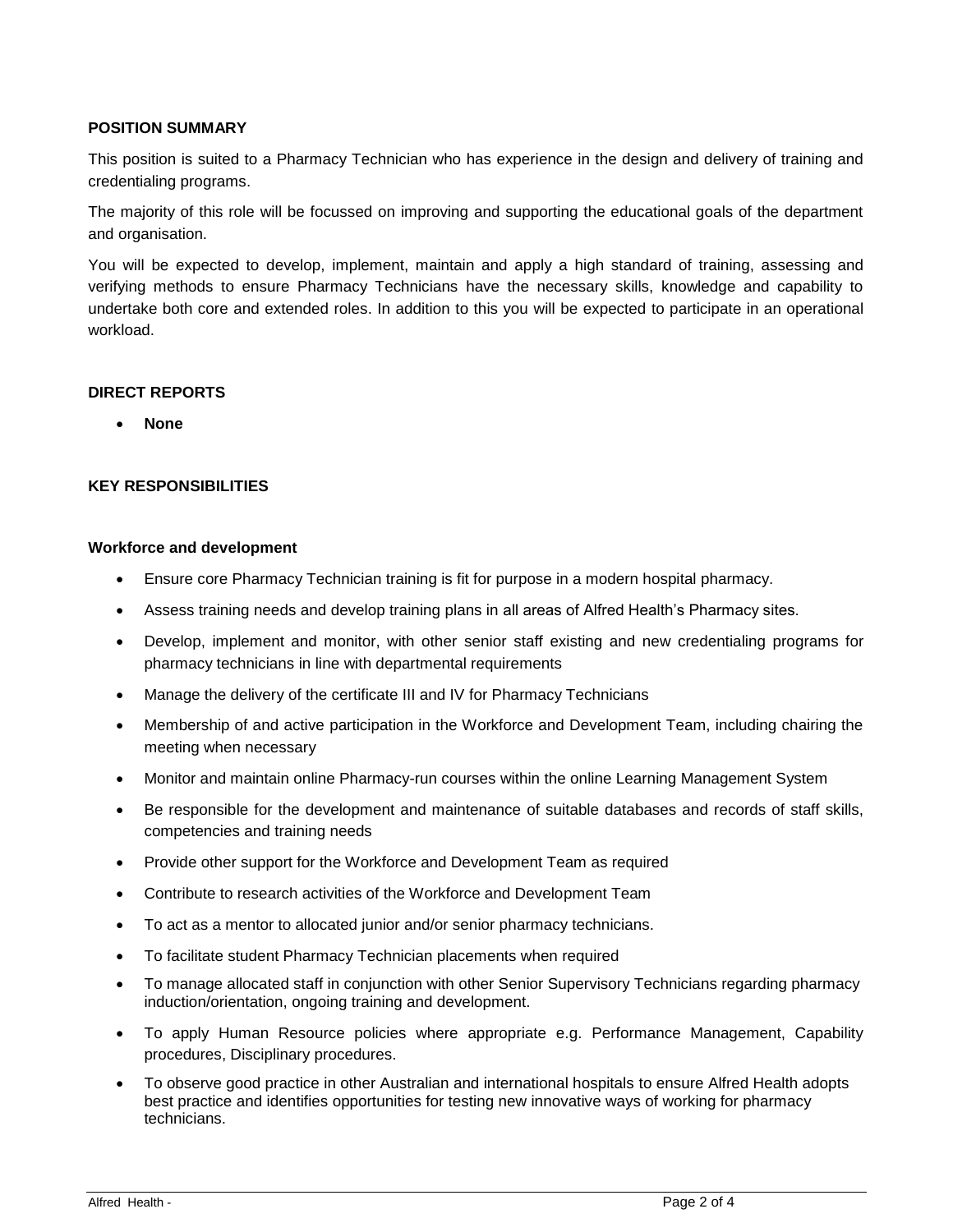## POSITION SUMMARY

This position is suited to a Pharmacy Technician who has experience in the design and delivery of training and credentialing programs.

The majority of this role will be focussed on improving and supporting the educational goals of the department and organisation.

You will be expected to develop, implement, maintain and apply a high standard of training, assessing and verifying methods to ensure Pharmacy Technicians have the necessary skills, knowledge and capability to undertake both core and extended roles. In addition to this you will be expected to participate in an operational workload.

## DIRECT REPORTS

- **None**

## KEY RESPONSIBILITIES

### Workforce and development

- Ensure core Pharmacy Technician training is fit for purpose in a modern hospital pharmacy.
- Assess training needs and develop training plans in all areas of Alfred Health's Pharmacy sites.
- Develop, implement and monitor, with other senior staff existing and new credentialing programs for pharmacy technicians in line with departmental requirements
- Manage the delivery of the certificate III and IV for Pharmacy Technicians
- Membership of and active participation in the Workforce and Development Team, including chairing the meeting when necessary
- Monitor and maintain online Pharmacy-run courses within the online Learning Management System
- Be responsible for the development and maintenance of suitable databases and records of staff skills, competencies and training needs
- Provide other support for the Workforce and Development Team as required
- Contribute to research activities of the Workforce and Development Team
- To act as a mentor to allocated junior and/or senior pharmacy technicians.
- To facilitate student Pharmacy Technician placements when required
- To manage allocated staff in conjunction with other Senior Supervisory Technicians regarding pharmacy induction/orientation, ongoing training and development.
- To apply Human Resource policies where appropriate e.g. Performance Management, Capability procedures, Disciplinary procedures.
- To observe good practice in other Australian and international hospitals to ensure Alfred Health adopts best practice and identifies opportunities for testing new innovative ways of working for pharmacy technicians.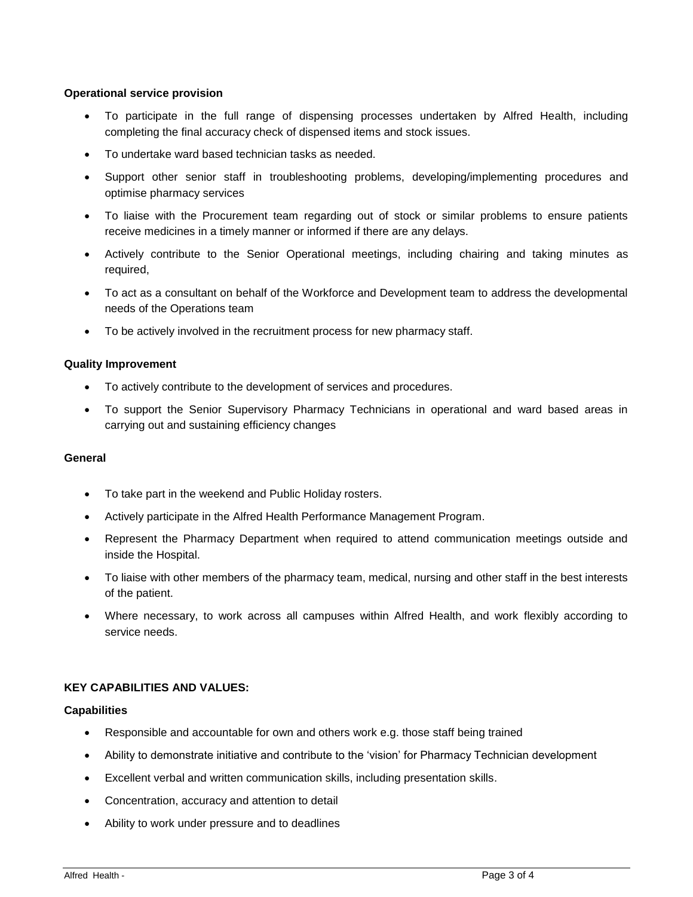**Operational service provision**

- To participate in the full range of dispensing processes undertaken by Alfred Health, including completing the final accuracy check of dispensed items and stock issues.
- To undertake ward based technician tasks as needed.
- Support other senior staff in troubleshooting problems, developing/implementing procedures and optimise pharmacy services
- To liaise with the Procurement team regarding out of stock or similar problems to ensure patients receive medicines in a timely manner or informed if there are any delays.
- Actively contribute to the Senior Operational meetings, including chairing and taking minutes as required,
- To act as a consultant on behalf of the Workforce and Development team to address the developmental needs of the Operations team
- To be actively involved in the recruitment process for new pharmacy staff.

**Quality Improvement**

- To actively contribute to the development of services and procedures.
- To support the Senior Supervisory Pharmacy Technicians in operational and ward based areas in carrying out and sustaining efficiency changes

**General**

- To take part in the weekend and Public Holiday rosters.
- Actively participate in the Alfred Health Performance Management Program.
- Represent the Pharmacy Department when required to attend communication meetings outside and inside the Hospital.
- To liaise with other members of the pharmacy team, medical, nursing and other staff in the best interests of the patient.
- Where necessary, to work across all campuses within Alfred Health, and work flexibly according to service needs.

**KEY CAPABILITIES AND VALUES:**

**Capabilities**

- Responsible and accountable for own and others work e.g. those staff being trained
- Ability to demonstrate initiative and contribute to the 'vision' for Pharmacy Technician development
- Excellent verbal and written communication skills, including presentation skills.
- Concentration, accuracy and attention to detail
- Ability to work under pressure and to deadlines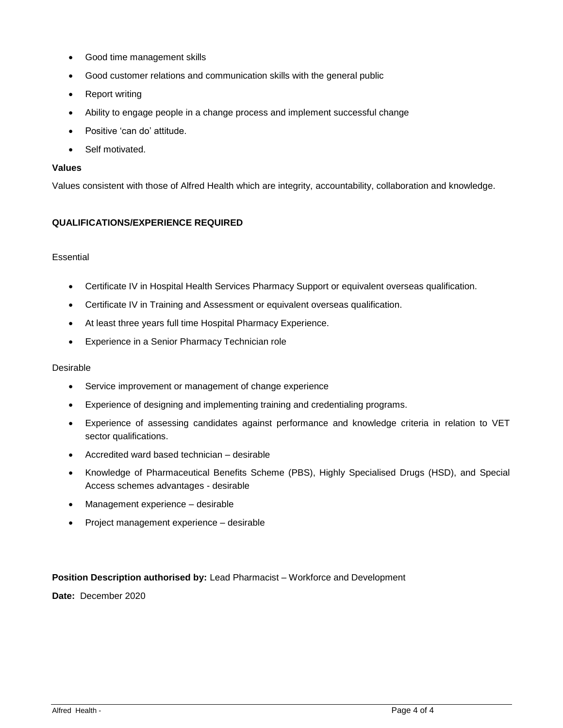- Good time management skills
- Good customer relations and communication skills with the general public
- Report writing
- Ability to engage people in a change process and implement successful change
- Positive 'can do' attitude.
- Self motivated.

**Values**

Values consistent with those of Alfred Health which are integrity, accountability, collaboration and knowledge.

**QUALIFICATIONS/EXPERIENCE REQUIRED**

Essential

- Certificate IV in Hospital Health Services Pharmacy Support or equivalent overseas qualification.
- Certificate IV in Training and Assessment or equivalent overseas qualification.
- At least three years full time Hospital Pharmacy Experience.
- Experience in a Senior Pharmacy Technician role

Desirable

- Service improvement or management of change experience
- Experience of designing and implementing training and credentialing programs.
- Experience of assessing candidates against performance and knowledge criteria in relation to VET sector qualifications.
- Accredited ward based technician – desirable
- Knowledge of Pharmaceutical Benefits Scheme (PBS), Highly Specialised Drugs (HSD), and Special Access schemes advantages - desirable
- Management experience – desirable
- Project management experience – desirable

**Position Description authorised by:** Lead Pharmacist – Workforce and Development

**Date:** December 2020